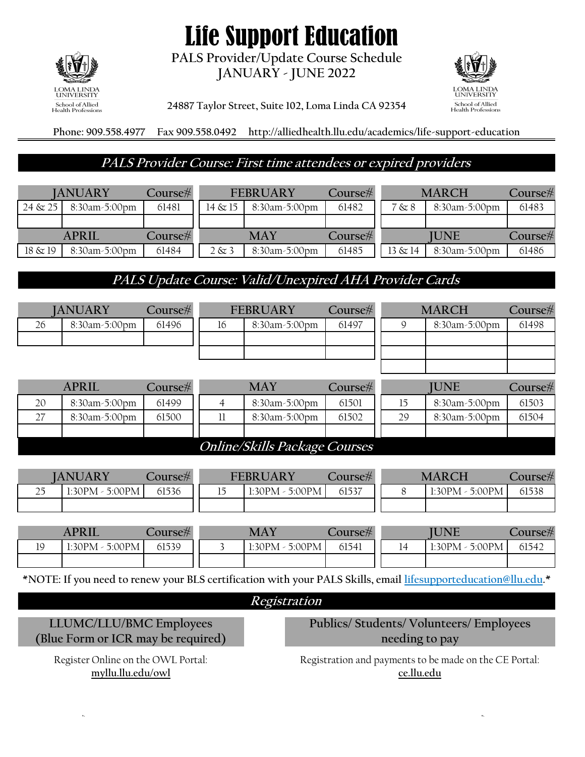# Life Support Education

**PALS Provider/Update Course Schedule**
**JANUARY - JUNE 2022**

**24887 Taylor Street, Suite 102, Loma Linda CA 92354**

**Phone: 909.558.4977 Fax 909.558.0492 http://alliedhealth.llu.edu/academics/life-support-education**

## *PALS Provider Course: First time attendees or expired providers*

| JANUARY | | Course# | FEBRUARY | | Course# | MARCH | | Course# |
|---|---|---|---|---|---|---|---|---|
| 24 & 25 | 8:30am-5:00pm | 61481 | 14 & 15 | 8:30am-5:00pm | 61482 | 7 & 8 | 8:30am-5:00pm | 61483 |

| APRIL | | Course# | MAY | | Course# | JUNE | | Course# |
|---|---|---|---|---|---|---|---|---|
| 18 & 19 | 8:30am-5:00pm | 61484 | 2 & 3 | 8:30am-5:00pm | 61485 | 13 & 14 | 8:30am-5:00pm | 61486 |

## *PALS Update Course: Valid/Unexpired AHA Provider Cards*

| JANUARY | | Course# | FEBRUARY | | Course# | MARCH | | Course# |
|---|---|---|---|---|---|---|---|---|
| 26 | 8:30am-5:00pm | 61496 | 16 | 8:30am-5:00pm | 61497 | 9 | 8:30am-5:00pm | 61498 |

| APRIL | | Course# | MAY | | Course# | JUNE | | Course# |
|---|---|---|---|---|---|---|---|---|
| 20 | 8:30am-5:00pm | 61499 | 4 | 8:30am-5:00pm | 61501 | 15 | 8:30am-5:00pm | 61503 |
| 27 | 8:30am-5:00pm | 61500 | 11 | 8:30am-5:00pm | 61502 | 29 | 8:30am-5:00pm | 61504 |

## *Online/Skills Package Courses*

| JANUARY | | Course# | FEBRUARY | | Course# | MARCH | | Course# |
|---|---|---|---|---|---|---|---|---|
| 25 | 1:30PM - 5:00PM | 61536 | 15 | 1:30PM - 5:00PM | 61537 | 8 | 1:30PM - 5:00PM | 61538 |

| APRIL | | Course# | MAY | | Course# | JUNE | | Course# |
|---|---|---|---|---|---|---|---|---|
| 19 | 1:30PM - 5:00PM | 61539 | 3 | 1:30PM - 5:00PM | 61541 | 14 | 1:30PM - 5:00PM | 61542 |

**\*NOTE: If you need to renew your BLS certification with your PALS Skills, email lifesupporteducation@llu.edu.\***

## *Registration*

**LLUMC/LLU/BMC Employees (Blue Form or ICR may be required)**

Register Online on the OWL Portal:
**myllu.llu.edu/owl**

**Publics/ Students/ Volunteers/ Employees needing to pay**

Registration and payments to be made on the CE Portal:
**ce.llu.edu**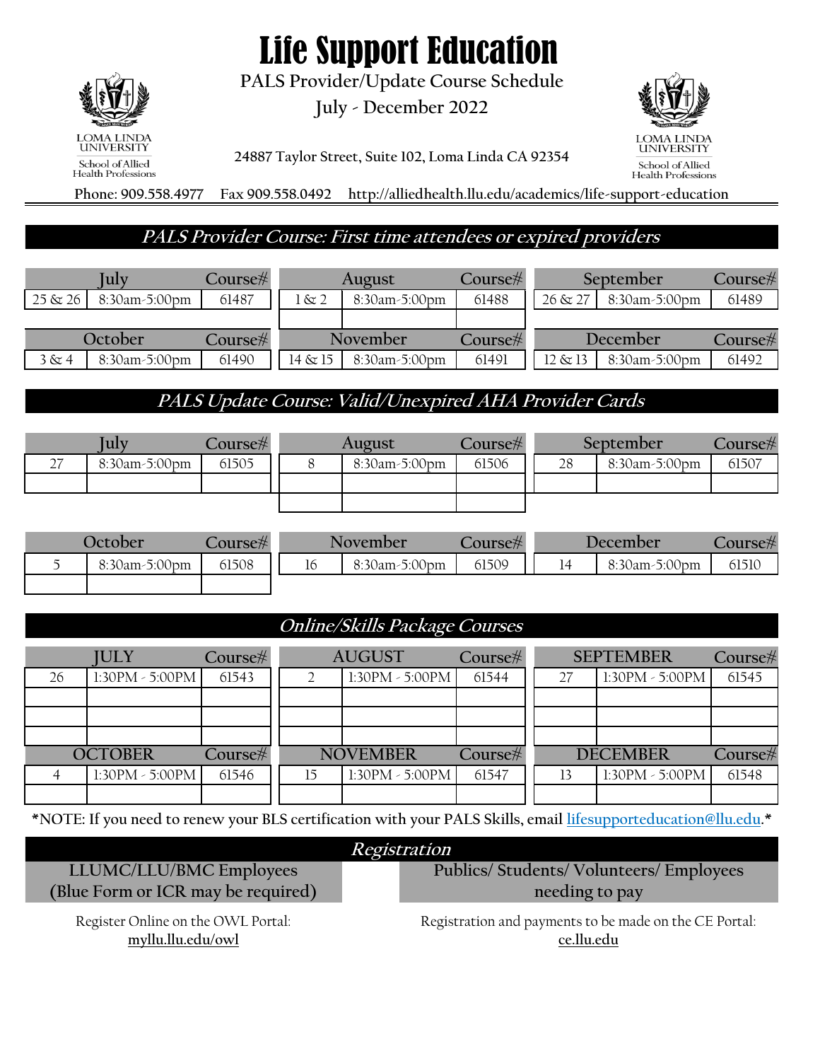# Life Support Education

**PALS Provider/Update Course Schedule**

**July - December 2022**

LOMA LINDA UNIVERSITY
School of Allied Health Professions

**24887 Taylor Street, Suite 102, Loma Linda CA 92354**

**Phone: 909.558.4977 Fax 909.558.0492 http://alliedhealth.llu.edu/academics/life-support-education**

## *PALS Provider Course: First time attendees or expired providers*

| July | | Course# | August | | Course# | September | | Course# |
|---|---|---|---|---|---|---|---|---|
| 25 & 26 | 8:30am-5:00pm | 61487 | 1 & 2 | 8:30am-5:00pm | 61488 | 26 & 27 | 8:30am-5:00pm | 61489 |

| October | | Course# | November | | Course# | December | | Course# |
|---|---|---|---|---|---|---|---|---|
| 3 & 4 | 8:30am-5:00pm | 61490 | 14 & 15 | 8:30am-5:00pm | 61491 | 12 & 13 | 8:30am-5:00pm | 61492 |

## *PALS Update Course: Valid/Unexpired AHA Provider Cards*

| July | | Course# | August | | Course# | September | | Course# |
|---|---|---|---|---|---|---|---|---|
| 27 | 8:30am-5:00pm | 61505 | 8 | 8:30am-5:00pm | 61506 | 28 | 8:30am-5:00pm | 61507 |

| October | | Course# | November | | Course# | December | | Course# |
|---|---|---|---|---|---|---|---|---|
| 5 | 8:30am-5:00pm | 61508 | 16 | 8:30am-5:00pm | 61509 | 14 | 8:30am-5:00pm | 61510 |

## *Online/Skills Package Courses*

| JULY | | Course# | AUGUST | | Course# | SEPTEMBER | | Course# |
|---|---|---|---|---|---|---|---|---|
| 26 | 1:30PM - 5:00PM | 61543 | 2 | 1:30PM - 5:00PM | 61544 | 27 | 1:30PM - 5:00PM | 61545 |

| OCTOBER | | Course# | NOVEMBER | | Course# | DECEMBER | | Course# |
|---|---|---|---|---|---|---|---|---|
| 4 | 1:30PM - 5:00PM | 61546 | 15 | 1:30PM - 5:00PM | 61547 | 13 | 1:30PM - 5:00PM | 61548 |

***NOTE: If you need to renew your BLS certification with your PALS Skills, email lifesupporteducation@llu.edu.***

## *Registration*

| LLUMC/LLU/BMC Employees (Blue Form or ICR may be required) | Publics/ Students/ Volunteers/ Employees needing to pay |
|---|---|
| Register Online on the OWL Portal: **myllu.llu.edu/owl** | Registration and payments to be made on the CE Portal: **ce.llu.edu** |